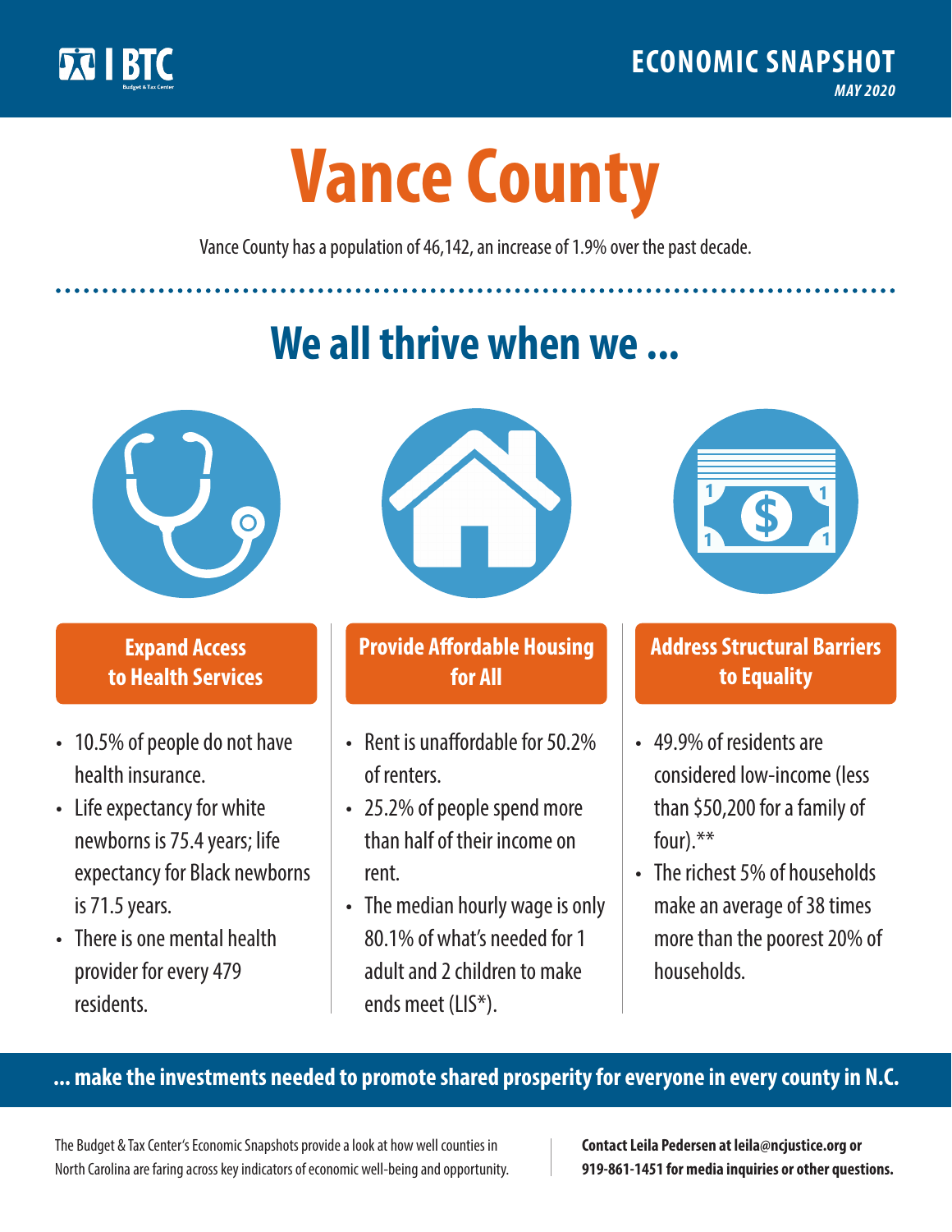BTC

Budget & Tax Center

**ECONOMIC SNAPSHOT**

*MAY 2020*

# Vance County

Vance County has a population of 46,142, an increase of 1.9% over the past decade.

## We all thrive when we ...

### Expand Access to Health Services

- 10.5% of people do not have health insurance.
- Life expectancy for white newborns is 75.4 years; life expectancy for Black newborns is 71.5 years.
- There is one mental health provider for every 479 residents.

### Provide Affordable Housing for All

- Rent is unaffordable for 50.2% of renters.
- 25.2% of people spend more than half of their income on rent.
- The median hourly wage is only 80.1% of what's needed for 1 adult and 2 children to make ends meet (LIS*).

### Address Structural Barriers to Equality

- 49.9% of residents are considered low-income (less than $50,200 for a family of four).**
- The richest 5% of households make an average of 38 times more than the poorest 20% of households.

**... make the investments needed to promote shared prosperity for everyone in every county in N.C.**

The Budget & Tax Center's Economic Snapshots provide a look at how well counties in North Carolina are faring across key indicators of economic well-being and opportunity.

**Contact Leila Pedersen at leila@ncjustice.org or 919-861-1451 for media inquiries or other questions.**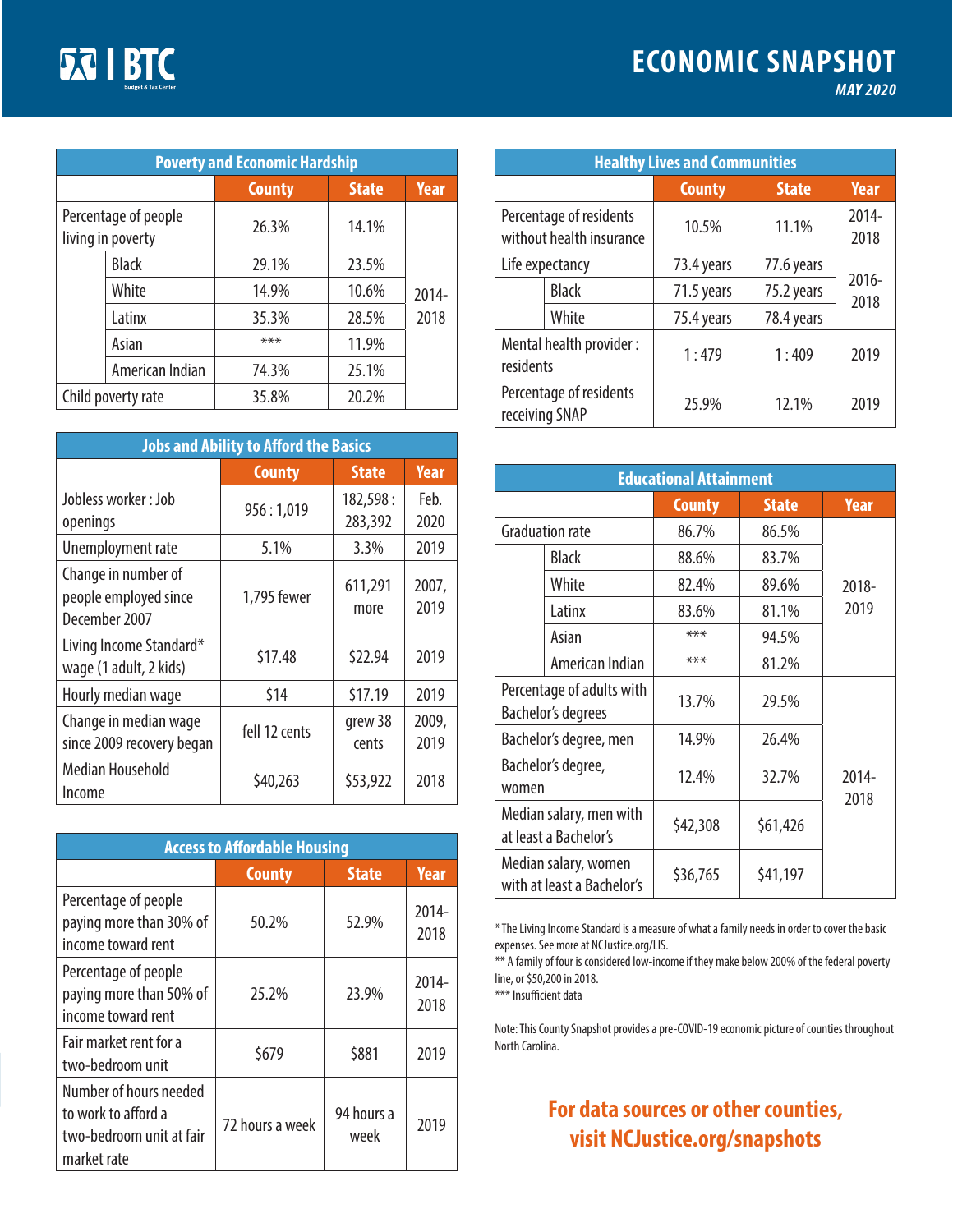# ECONOMIC SNAPSHOT

*MAY 2020*

## Poverty and Economic Hardship

| | County | State | Year |
|---|---|---|---|
| Percentage of people living in poverty | 26.3% | 14.1% | 2014-2018 |
| Black | 29.1% | 23.5% | 2014-2018 |
| White | 14.9% | 10.6% | 2014-2018 |
| Latinx | 35.3% | 28.5% | 2014-2018 |
| Asian | *** | 11.9% | 2014-2018 |
| American Indian | 74.3% | 25.1% | 2014-2018 |
| Child poverty rate | 35.8% | 20.2% | 2014-2018 |

## Jobs and Ability to Afford the Basics

| | County | State | Year |
|---|---|---|---|
| Jobless worker : Job openings | 956 : 1,019 | 182,598 : 283,392 | Feb. 2020 |
| Unemployment rate | 5.1% | 3.3% | 2019 |
| Change in number of people employed since December 2007 | 1,795 fewer | 611,291 more | 2007, 2019 |
| Living Income Standard* wage (1 adult, 2 kids) | $17.48 | $22.94 | 2019 |
| Hourly median wage | $14 | $17.19 | 2019 |
| Change in median wage since 2009 recovery began | fell 12 cents | grew 38 cents | 2009, 2019 |
| Median Household Income | $40,263 | $53,922 | 2018 |

## Access to Affordable Housing

| | County | State | Year |
|---|---|---|---|
| Percentage of people paying more than 30% of income toward rent | 50.2% | 52.9% | 2014-2018 |
| Percentage of people paying more than 50% of income toward rent | 25.2% | 23.9% | 2014-2018 |
| Fair market rent for a two-bedroom unit | $679 | $881 | 2019 |
| Number of hours needed to work to afford a two-bedroom unit at fair market rate | 72 hours a week | 94 hours a week | 2019 |

## Healthy Lives and Communities

| | County | State | Year |
|---|---|---|---|
| Percentage of residents without health insurance | 10.5% | 11.1% | 2014-2018 |
| Life expectancy | 73.4 years | 77.6 years | 2016-2018 |
| Black | 71.5 years | 75.2 years | 2016-2018 |
| White | 75.4 years | 78.4 years | 2016-2018 |
| Mental health provider : residents | 1 : 479 | 1 : 409 | 2019 |
| Percentage of residents receiving SNAP | 25.9% | 12.1% | 2019 |

## Educational Attainment

| | County | State | Year |
|---|---|---|---|
| Graduation rate | 86.7% | 86.5% | 2018-2019 |
| Black | 88.6% | 83.7% | 2018-2019 |
| White | 82.4% | 89.6% | 2018-2019 |
| Latinx | 83.6% | 81.1% | 2018-2019 |
| Asian | *** | 94.5% | 2018-2019 |
| American Indian | *** | 81.2% | 2018-2019 |
| Percentage of adults with Bachelor's degrees | 13.7% | 29.5% | 2014-2018 |
| Bachelor's degree, men | 14.9% | 26.4% | 2014-2018 |
| Bachelor's degree, women | 12.4% | 32.7% | 2014-2018 |
| Median salary, men with at least a Bachelor's | $42,308 | $61,426 | 2014-2018 |
| Median salary, women with at least a Bachelor's | $36,765 | $41,197 | 2014-2018 |

* The Living Income Standard is a measure of what a family needs in order to cover the basic expenses. See more at NCJustice.org/LIS.

** A family of four is considered low-income if they make below 200% of the federal poverty line, or $50,200 in 2018.

*** Insufficient data

Note: This County Snapshot provides a pre-COVID-19 economic picture of counties throughout North Carolina.

**For data sources or other counties, visit NCJustice.org/snapshots**